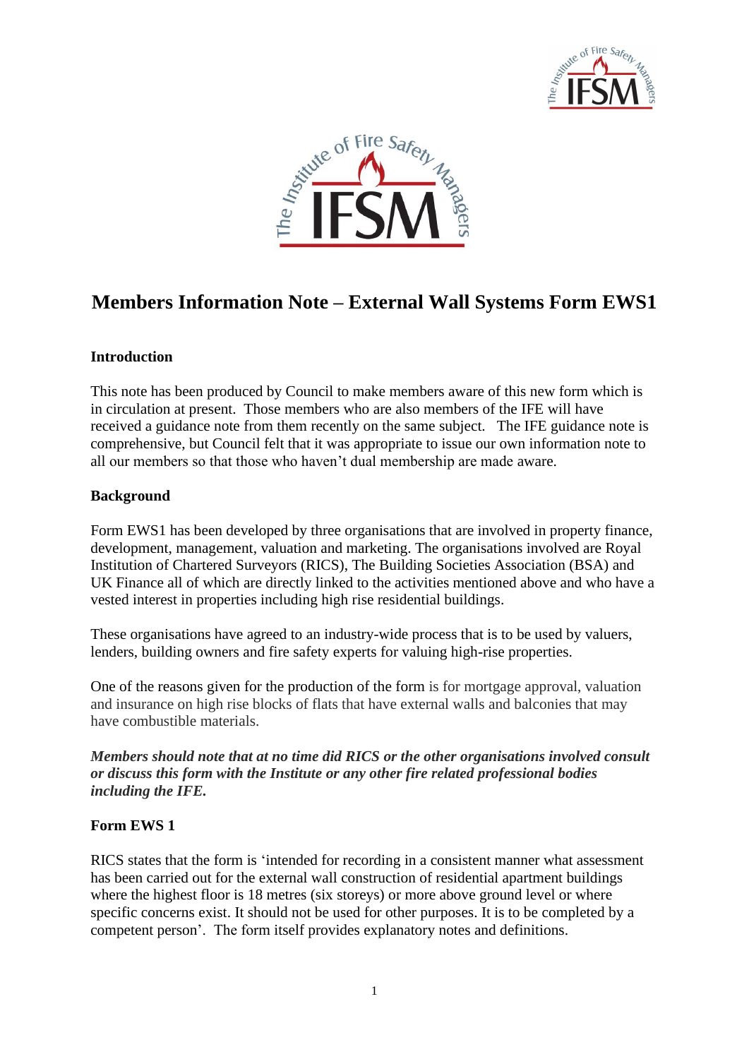# Members Information Note – External Wall Systems Form EWS1

## Introduction

This note has been produced by Council to make members aware of this new form which is in circulation at present. Those members who are also members of the IFE will have received a guidance note from them recently on the same subject. The IFE guidance note is comprehensive, but Council felt that it was appropriate to issue our own information note to all our members so that those who haven't dual membership are made aware.

## Background

Form EWS1 has been developed by three organisations that are involved in property finance, development, management, valuation and marketing. The organisations involved are Royal Institution of Chartered Surveyors (RICS), The Building Societies Association (BSA) and UK Finance all of which are directly linked to the activities mentioned above and who have a vested interest in properties including high rise residential buildings.

These organisations have agreed to an industry-wide process that is to be used by valuers, lenders, building owners and fire safety experts for valuing high-rise properties.

One of the reasons given for the production of the form is for mortgage approval, valuation and insurance on high rise blocks of flats that have external walls and balconies that may have combustible materials.

***Members should note that at no time did RICS or the other organisations involved consult or discuss this form with the Institute or any other fire related professional bodies including the IFE.***

## Form EWS 1

RICS states that the form is 'intended for recording in a consistent manner what assessment has been carried out for the external wall construction of residential apartment buildings where the highest floor is 18 metres (six storeys) or more above ground level or where specific concerns exist. It should not be used for other purposes. It is to be completed by a competent person'. The form itself provides explanatory notes and definitions.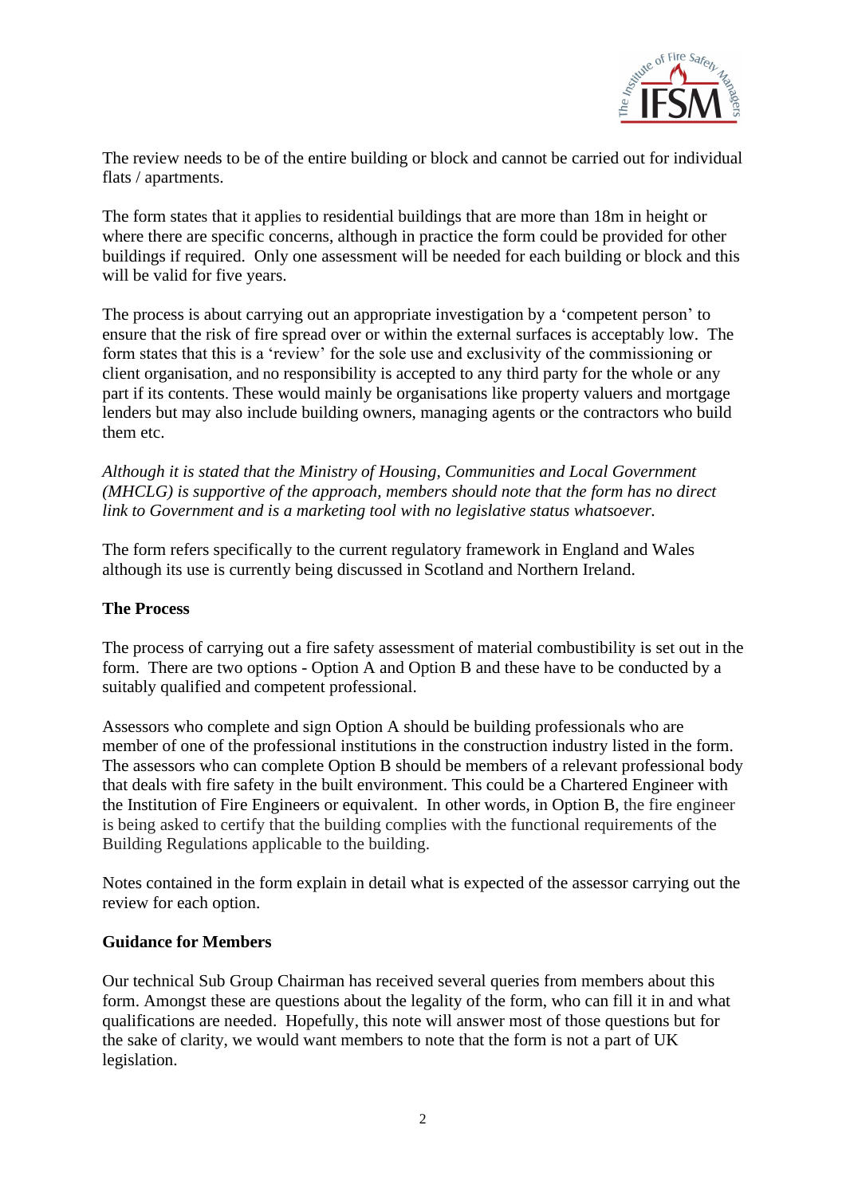The review needs to be of the entire building or block and cannot be carried out for individual flats / apartments.

The form states that it applies to residential buildings that are more than 18m in height or where there are specific concerns, although in practice the form could be provided for other buildings if required. Only one assessment will be needed for each building or block and this will be valid for five years.

The process is about carrying out an appropriate investigation by a 'competent person' to ensure that the risk of fire spread over or within the external surfaces is acceptably low. The form states that this is a 'review' for the sole use and exclusivity of the commissioning or client organisation, and no responsibility is accepted to any third party for the whole or any part if its contents. These would mainly be organisations like property valuers and mortgage lenders but may also include building owners, managing agents or the contractors who build them etc.

*Although it is stated that the Ministry of Housing, Communities and Local Government (MHCLG) is supportive of the approach, members should note that the form has no direct link to Government and is a marketing tool with no legislative status whatsoever.*

The form refers specifically to the current regulatory framework in England and Wales although its use is currently being discussed in Scotland and Northern Ireland.

**The Process**

The process of carrying out a fire safety assessment of material combustibility is set out in the form. There are two options - Option A and Option B and these have to be conducted by a suitably qualified and competent professional.

Assessors who complete and sign Option A should be building professionals who are member of one of the professional institutions in the construction industry listed in the form. The assessors who can complete Option B should be members of a relevant professional body that deals with fire safety in the built environment. This could be a Chartered Engineer with the Institution of Fire Engineers or equivalent. In other words, in Option B, the fire engineer is being asked to certify that the building complies with the functional requirements of the Building Regulations applicable to the building.

Notes contained in the form explain in detail what is expected of the assessor carrying out the review for each option.

**Guidance for Members**

Our technical Sub Group Chairman has received several queries from members about this form. Amongst these are questions about the legality of the form, who can fill it in and what qualifications are needed. Hopefully, this note will answer most of those questions but for the sake of clarity, we would want members to note that the form is not a part of UK legislation.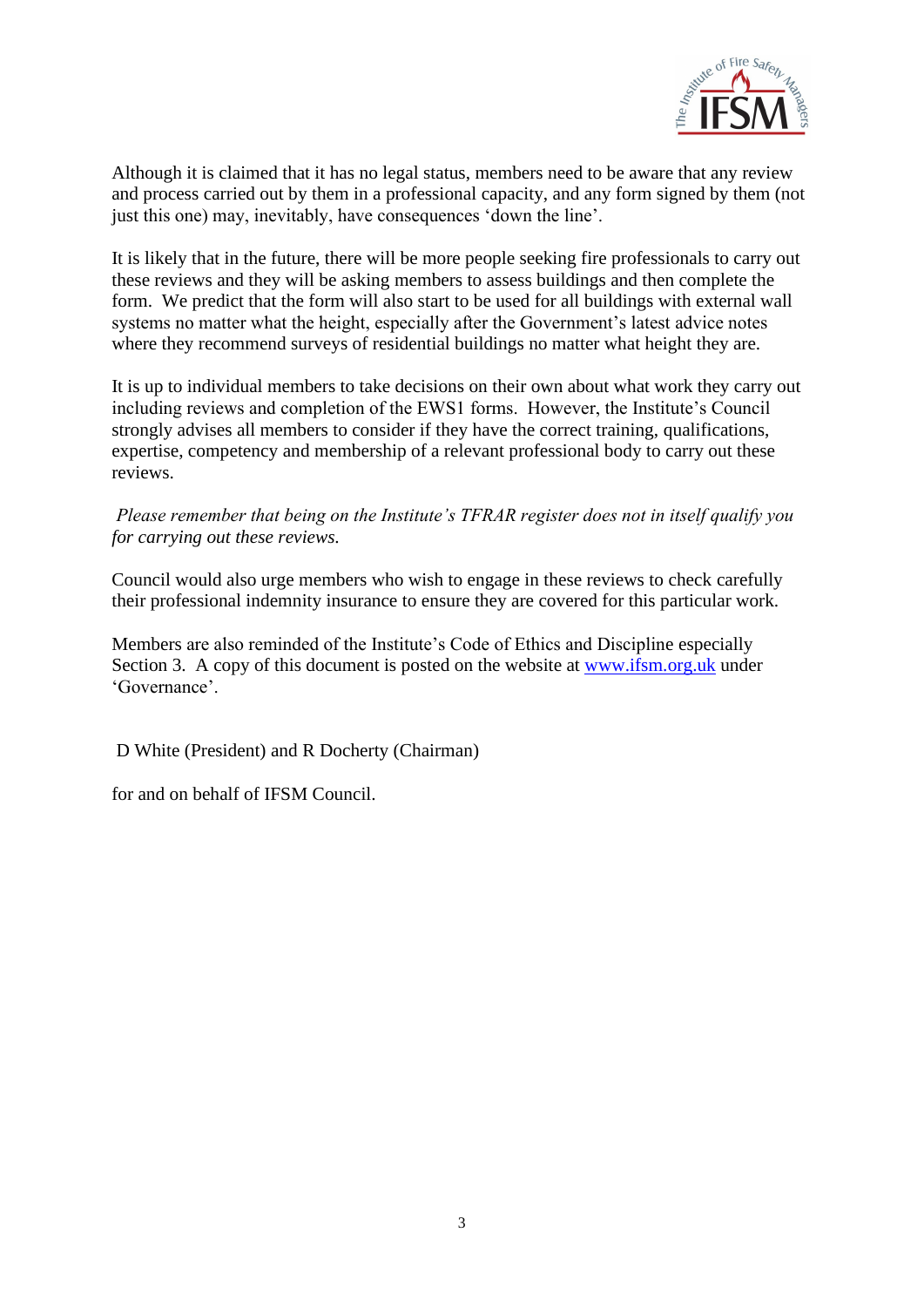Although it is claimed that it has no legal status, members need to be aware that any review and process carried out by them in a professional capacity, and any form signed by them (not just this one) may, inevitably, have consequences 'down the line'.

It is likely that in the future, there will be more people seeking fire professionals to carry out these reviews and they will be asking members to assess buildings and then complete the form. We predict that the form will also start to be used for all buildings with external wall systems no matter what the height, especially after the Government's latest advice notes where they recommend surveys of residential buildings no matter what height they are.

It is up to individual members to take decisions on their own about what work they carry out including reviews and completion of the EWS1 forms. However, the Institute's Council strongly advises all members to consider if they have the correct training, qualifications, expertise, competency and membership of a relevant professional body to carry out these reviews.

*Please remember that being on the Institute's TFRAR register does not in itself qualify you for carrying out these reviews.*

Council would also urge members who wish to engage in these reviews to check carefully their professional indemnity insurance to ensure they are covered for this particular work.

Members are also reminded of the Institute's Code of Ethics and Discipline especially Section 3. A copy of this document is posted on the website at [www.ifsm.org.uk](http://www.ifsm.org.uk) under 'Governance'.

D White (President) and R Docherty (Chairman)

for and on behalf of IFSM Council.